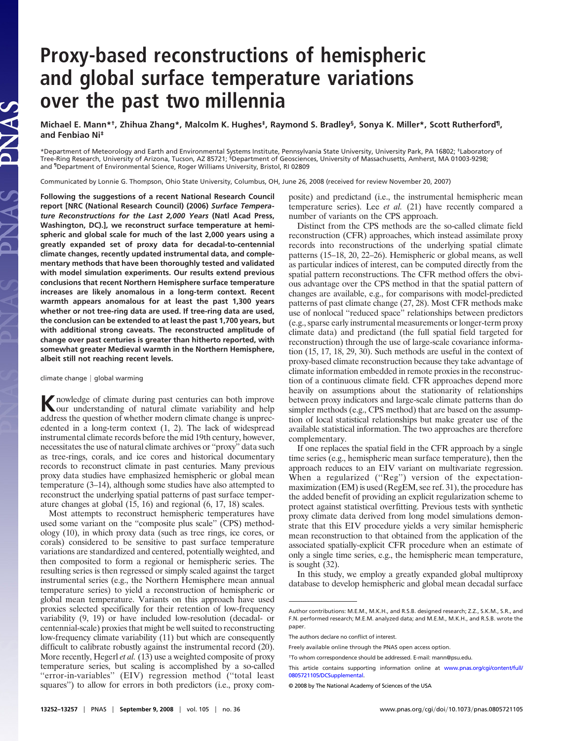# Proxy-based reconstructions of hemispheric and global surface temperature variations over the past two millennia

**Michael E. Mann*†, Zhihua Zhang*, Malcolm K. Hughes‡, Raymond S. Bradley§, Sonya K. Miller*, Scott Rutherford¶, and Fenbiao Ni‡**

*Department of Meteorology and Earth and Environmental Systems Institute, Pennsylvania State University, University Park, PA 16802; ‡Laboratory of Tree-Ring Research, University of Arizona, Tucson, AZ 85721; §Department of Geosciences, University of Massachusetts, Amherst, MA 01003-9298; and ¶Department of Environmental Science, Roger Williams University, Bristol, RI 02809

Communicated by Lonnie G. Thompson, Ohio State University, Columbus, OH, June 26, 2008 (received for review November 20, 2007)

**Following the suggestions of a recent National Research Council report [NRC (National Research Council) (2006) *Surface Temperature Reconstructions for the Last 2,000 Years* (Natl Acad Press, Washington, DC).], we reconstruct surface temperature at hemispheric and global scale for much of the last 2,000 years using a greatly expanded set of proxy data for decadal-to-centennial climate changes, recently updated instrumental data, and complementary methods that have been thoroughly tested and validated with model simulation experiments. Our results extend previous conclusions that recent Northern Hemisphere surface temperature increases are likely anomalous in a long-term context. Recent warmth appears anomalous for at least the past 1,300 years whether or not tree-ring data are used. If tree-ring data are used, the conclusion can be extended to at least the past 1,700 years, but with additional strong caveats. The reconstructed amplitude of change over past centuries is greater than hitherto reported, with somewhat greater Medieval warmth in the Northern Hemisphere, albeit still not reaching recent levels.**

climate change | global warming

Knowledge of climate during past centuries can both improve our understanding of natural climate variability and help address the question of whether modern climate change is unprecedented in a long-term context (1, 2). The lack of widespread instrumental climate records before the mid 19th century, however, necessitates the use of natural climate archives or "proxy" data such as tree-rings, corals, and ice cores and historical documentary records to reconstruct climate in past centuries. Many previous proxy data studies have emphasized hemispheric or global mean temperature (3–14), although some studies have also attempted to reconstruct the underlying spatial patterns of past surface temperature changes at global (15, 16) and regional (6, 17, 18) scales.

Most attempts to reconstruct hemispheric temperatures have used some variant on the "composite plus scale" (CPS) methodology (10), in which proxy data (such as tree rings, ice cores, or corals) considered to be sensitive to past surface temperature variations are standardized and centered, potentially weighted, and then composited to form a regional or hemispheric series. The resulting series is then regressed or simply scaled against the target instrumental series (e.g., the Northern Hemisphere mean annual temperature series) to yield a reconstruction of hemispheric or global mean temperature. Variants on this approach have used proxies selected specifically for their retention of low-frequency variability (9, 19) or have included low-resolution (decadal- or centennial-scale) proxies that might be well suited to reconstructing low-frequency climate variability (11) but which are consequently difficult to calibrate robustly against the instrumental record (20). More recently, Hegerl *et al.* (13) use a weighted composite of proxy temperature series, but scaling is accomplished by a so-called "error-in-variables" (EIV) regression method ("total least squares") to allow for errors in both predictors (i.e., proxy composite) and predictand (i.e., the instrumental hemispheric mean temperature series). Lee *et al.* (21) have recently compared a number of variants on the CPS approach.

Distinct from the CPS methods are the so-called climate field reconstruction (CFR) approaches, which instead assimilate proxy records into reconstructions of the underlying spatial climate patterns (15–18, 20, 22–26). Hemispheric or global means, as well as particular indices of interest, can be computed directly from the spatial pattern reconstructions. The CFR method offers the obvious advantage over the CPS method in that the spatial pattern of changes are available, e.g., for comparisons with model-predicted patterns of past climate change (27, 28). Most CFR methods make use of nonlocal "reduced space" relationships between predictors (e.g., sparse early instrumental measurements or longer-term proxy climate data) and predictand (the full spatial field targeted for reconstruction) through the use of large-scale covariance information (15, 17, 18, 29, 30). Such methods are useful in the context of proxy-based climate reconstruction because they take advantage of climate information embedded in remote proxies in the reconstruction of a continuous climate field. CFR approaches depend more heavily on assumptions about the stationarity of relationships between proxy indicators and large-scale climate patterns than do simpler methods (e.g., CPS method) that are based on the assumption of local statistical relationships but make greater use of the available statistical information. The two approaches are therefore complementary.

If one replaces the spatial field in the CFR approach by a single time series (e.g., hemispheric mean surface temperature), then the approach reduces to an EIV variant on multivariate regression. When a regularized ("Reg") version of the expectation-maximization (EM) is used (RegEM, see ref. 31), the procedure has the added benefit of providing an explicit regularization scheme to protect against statistical overfitting. Previous tests with synthetic proxy climate data derived from long model simulations demonstrate that this EIV procedure yields a very similar hemispheric mean reconstruction to that obtained from the application of the associated spatially-explicit CFR procedure when an estimate of only a single time series, e.g., the hemispheric mean temperature, is sought (32).

In this study, we employ a greatly expanded global multiproxy database to develop hemispheric and global mean decadal surface

Author contributions: M.E.M., M.K.H., and R.S.B. designed research; Z.Z., S.K.M., S.R., and F.N. performed research; M.E.M. analyzed data; and M.E.M., M.K.H., and R.S.B. wrote the paper.

The authors declare no conflict of interest.

Freely available online through the PNAS open access option.

†To whom correspondence should be addressed. E-mail: mann@psu.edu.

This article contains supporting information online at www.pnas.org/cgi/content/full/0805721105/DCSupplemental.

© 2008 by The National Academy of Sciences of the USA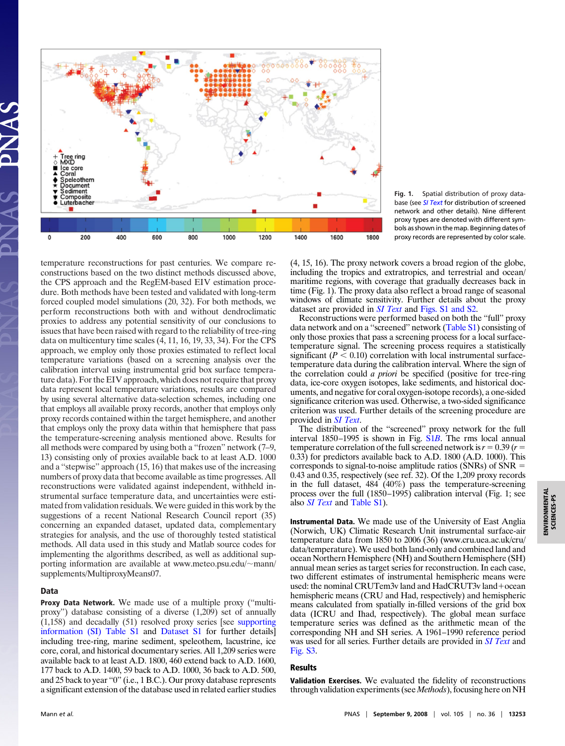**Fig. 1.** Spatial distribution of proxy database (see *SI Text* for distribution of screened network and other details). Nine different proxy types are denoted with different symbols as shown in the map. Beginning dates of proxy records are represented by color scale.

temperature reconstructions for past centuries. We compare reconstructions based on the two distinct methods discussed above, the CPS approach and the RegEM-based EIV estimation procedure. Both methods have been tested and validated with long-term forced coupled model simulations (20, 32). For both methods, we perform reconstructions both with and without dendroclimatic proxies to address any potential sensitivity of our conclusions to issues that have been raised with regard to the reliability of tree-ring data on multicentury time scales (4, 11, 16, 19, 33, 34). For the CPS approach, we employ only those proxies estimated to reflect local temperature variations (based on a screening analysis over the calibration interval using instrumental grid box surface temperature data). For the EIV approach, which does not require that proxy data represent local temperature variations, results are compared by using several alternative data-selection schemes, including one that employs all available proxy records, another that employs only proxy records contained within the target hemisphere, and another that employs only the proxy data within that hemisphere that pass the temperature-screening analysis mentioned above. Results for all methods were compared by using both a "frozen" network (7–9, 13) consisting only of proxies available back to at least A.D. 1000 and a "stepwise" approach (15, 16) that makes use of the increasing numbers of proxy data that become available as time progresses. All reconstructions were validated against independent, withheld instrumental surface temperature data, and uncertainties were estimated from validation residuals. We were guided in this work by the suggestions of a recent National Research Council report (35) concerning an expanded dataset, updated data, complementary strategies for analysis, and the use of thoroughly tested statistical methods. All data used in this study and Matlab source codes for implementing the algorithms described, as well as additional supporting information are available at www.meteo.psu.edu/~mann/supplements/MultiproxyMeans07.

## Data

**Proxy Data Network.** We made use of a multiple proxy ("multiproxy") database consisting of a diverse (1,209) set of annually (1,158) and decadally (51) resolved proxy series [see supporting information (SI) Table S1 and Dataset S1 for further details] including tree-ring, marine sediment, speleothem, lacustrine, ice core, coral, and historical documentary series. All 1,209 series were available back to at least A.D. 1800, 460 extend back to A.D. 1600, 177 back to A.D. 1400, 59 back to A.D. 1000, 36 back to A.D. 500, and 25 back to year "0" (i.e., 1 B.C.). Our proxy database represents a significant extension of the database used in related earlier studies (4, 15, 16). The proxy network covers a broad region of the globe, including the tropics and extratropics, and terrestrial and ocean/maritime regions, with coverage that gradually decreases back in time (Fig. 1). The proxy data also reflect a broad range of seasonal windows of climate sensitivity. Further details about the proxy dataset are provided in *SI Text* and Figs. S1 and S2.

Reconstructions were performed based on both the "full" proxy data network and on a "screened" network (Table S1) consisting of only those proxies that pass a screening process for a local surface-temperature signal. The screening process requires a statistically significant ($P < 0.10$) correlation with local instrumental surface-temperature data during the calibration interval. Where the sign of the correlation could *a priori* be specified (positive for tree-ring data, ice-core oxygen isotopes, lake sediments, and historical documents, and negative for coral oxygen-isotope records), a one-sided significance criterion was used. Otherwise, a two-sided significance criterion was used. Further details of the screening procedure are provided in *SI Text*.

The distribution of the "screened" proxy network for the full interval 1850–1995 is shown in Fig. S1*B*. The rms local annual temperature correlation of the full screened network is $r = 0.39$ ($r = 0.33$) for predictors available back to A.D. 1800 (A.D. 1000). This corresponds to signal-to-noise amplitude ratios (SNRs) of SNR = 0.43 and 0.35, respectively (see ref. 32). Of the 1,209 proxy records in the full dataset, 484 (40%) pass the temperature-screening process over the full (1850–1995) calibration interval (Fig. 1; see also *SI Text* and Table S1).

**Instrumental Data.** We made use of the University of East Anglia (Norwich, UK) Climatic Research Unit instrumental surface-air temperature data from 1850 to 2006 (36) (www.cru.uea.ac.uk/cru/data/temperature). We used both land-only and combined land and ocean Northern Hemisphere (NH) and Southern Hemisphere (SH) annual mean series as target series for reconstruction. In each case, two different estimates of instrumental hemispheric means were used: the nominal CRUTem3v land and HadCRUT3v land+ocean hemispheric means (CRU and Had, respectively) and hemispheric means calculated from spatially in-filled versions of the grid box data (ICRU and Ihad, respectively). The global mean surface temperature series was defined as the arithmetic mean of the corresponding NH and SH series. A 1961–1990 reference period was used for all series. Further details are provided in *SI Text* and Fig. S3.

## Results

**Validation Exercises.** We evaluated the fidelity of reconstructions through validation experiments (see *Methods*), focusing here on NH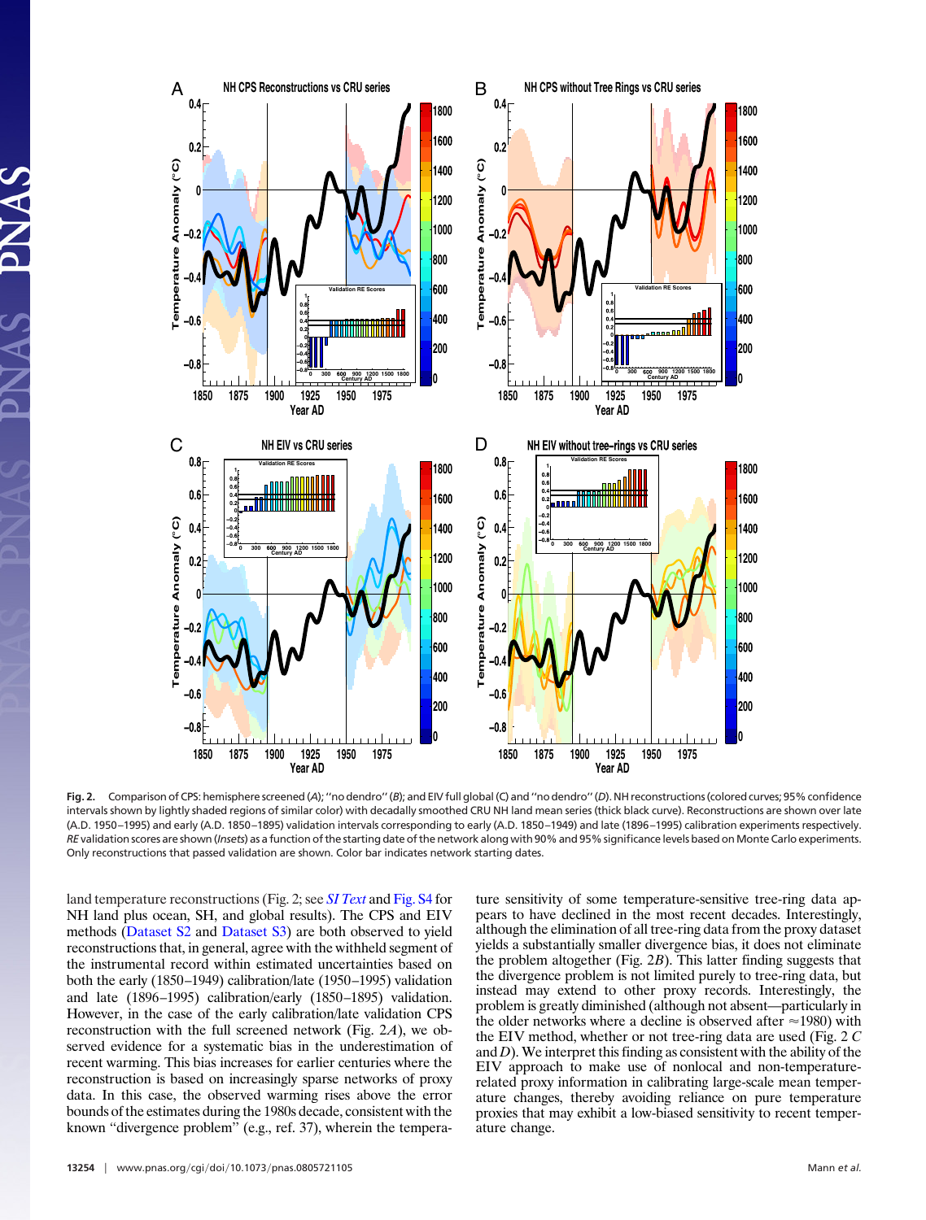**Fig. 2.** Comparison of CPS: hemisphere screened (*A*); ''no dendro'' (*B*); and EIV full global (*C*) and ''no dendro'' (*D*). NH reconstructions (colored curves; 95% confidence intervals shown by lightly shaded regions of similar color) with decadally smoothed CRU NH land mean series (thick black curve). Reconstructions are shown over late (A.D. 1950–1995) and early (A.D. 1850–1895) validation intervals corresponding to early (A.D. 1850–1949) and late (1896–1995) calibration experiments respectively. *RE* validation scores are shown (*Insets*) as a function of the starting date of the network along with 90% and 95% significance levels based on Monte Carlo experiments. Only reconstructions that passed validation are shown. Color bar indicates network starting dates.

land temperature reconstructions (Fig. 2; see *SI Text* and Fig. S4 for NH land plus ocean, SH, and global results). The CPS and EIV methods (Dataset S2 and Dataset S3) are both observed to yield reconstructions that, in general, agree with the withheld segment of the instrumental record within estimated uncertainties based on both the early (1850–1949) calibration/late (1950–1995) validation and late (1896–1995) calibration/early (1850–1895) validation. However, in the case of the early calibration/late validation CPS reconstruction with the full screened network (Fig. 2*A*), we observed evidence for a systematic bias in the underestimation of recent warming. This bias increases for earlier centuries where the reconstruction is based on increasingly sparse networks of proxy data. In this case, the observed warming rises above the error bounds of the estimates during the 1980s decade, consistent with the known ''divergence problem'' (e.g., ref. 37), wherein the temperature sensitivity of some temperature-sensitive tree-ring data appears to have declined in the most recent decades. Interestingly, although the elimination of all tree-ring data from the proxy dataset yields a substantially smaller divergence bias, it does not eliminate the problem altogether (Fig. 2*B*). This latter finding suggests that the divergence problem is not limited purely to tree-ring data, but instead may extend to other proxy records. Interestingly, the problem is greatly diminished (although not absent—particularly in the older networks where a decline is observed after ≈1980) with the EIV method, whether or not tree-ring data are used (Fig. 2 *C* and *D*). We interpret this finding as consistent with the ability of the EIV approach to make use of nonlocal and non-temperature-related proxy information in calibrating large-scale mean temperature changes, thereby avoiding reliance on pure temperature proxies that may exhibit a low-biased sensitivity to recent temperature change.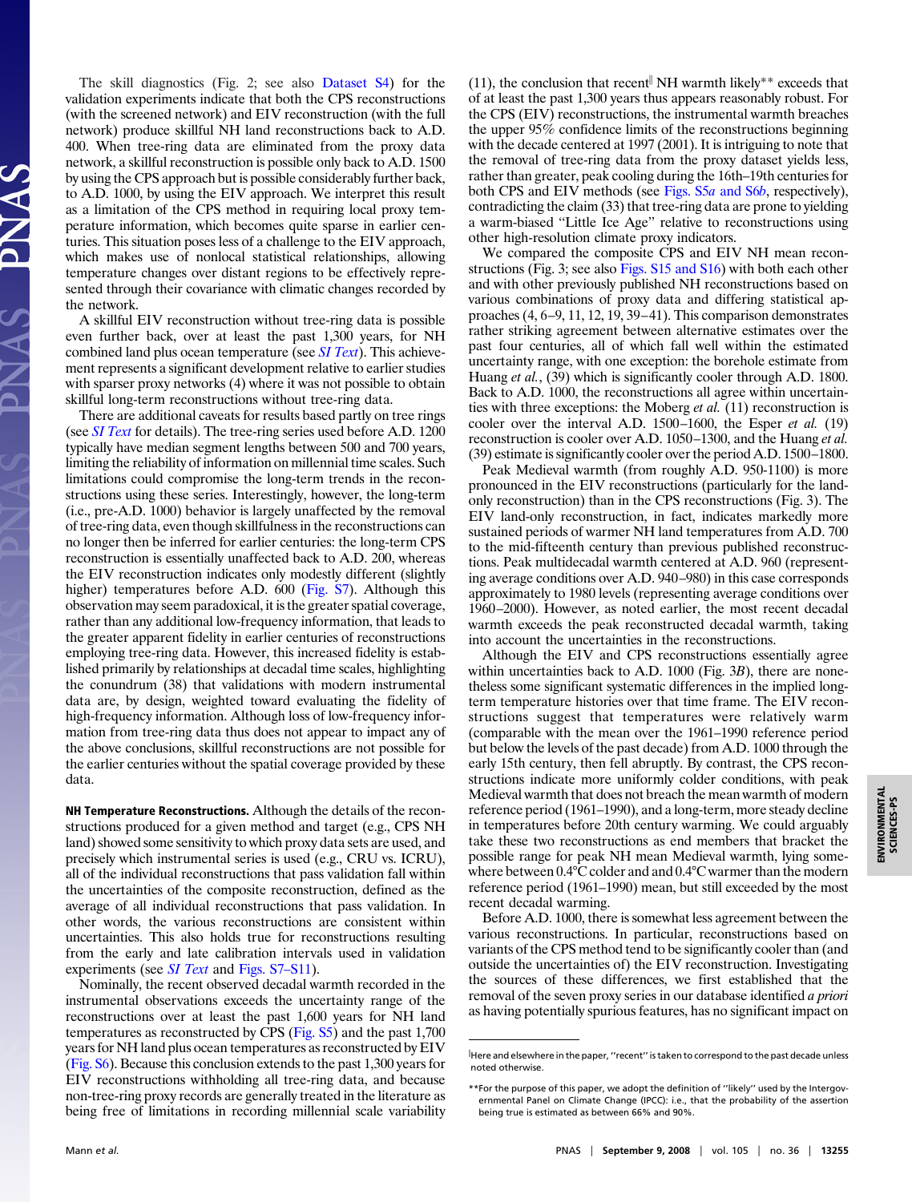The skill diagnostics (Fig. 2; see also Dataset S4) for the validation experiments indicate that both the CPS reconstructions (with the screened network) and EIV reconstruction (with the full network) produce skillful NH land reconstructions back to A.D. 400. When tree-ring data are eliminated from the proxy data network, a skillful reconstruction is possible only back to A.D. 1500 by using the CPS approach but is possible considerably further back, to A.D. 1000, by using the EIV approach. We interpret this result as a limitation of the CPS method in requiring local proxy temperature information, which becomes quite sparse in earlier centuries. This situation poses less of a challenge to the EIV approach, which makes use of nonlocal statistical relationships, allowing temperature changes over distant regions to be effectively represented through their covariance with climatic changes recorded by the network.

A skillful EIV reconstruction without tree-ring data is possible even further back, over at least the past 1,300 years, for NH combined land plus ocean temperature (see *SI Text*). This achievement represents a significant development relative to earlier studies with sparser proxy networks (4) where it was not possible to obtain skillful long-term reconstructions without tree-ring data.

There are additional caveats for results based partly on tree rings (see *SI Text* for details). The tree-ring series used before A.D. 1200 typically have median segment lengths between 500 and 700 years, limiting the reliability of information on millennial time scales. Such limitations could compromise the long-term trends in the reconstructions using these series. Interestingly, however, the long-term (i.e., pre-A.D. 1000) behavior is largely unaffected by the removal of tree-ring data, even though skillfulness in the reconstructions can no longer then be inferred for earlier centuries: the long-term CPS reconstruction is essentially unaffected back to A.D. 200, whereas the EIV reconstruction indicates only modestly different (slightly higher) temperatures before A.D. 600 (Fig. S7). Although this observation may seem paradoxical, it is the greater spatial coverage, rather than any additional low-frequency information, that leads to the greater apparent fidelity in earlier centuries of reconstructions employing tree-ring data. However, this increased fidelity is established primarily by relationships at decadal time scales, highlighting the conundrum (38) that validations with modern instrumental data are, by design, weighted toward evaluating the fidelity of high-frequency information. Although loss of low-frequency information from tree-ring data thus does not appear to impact any of the above conclusions, skillful reconstructions are not possible for the earlier centuries without the spatial coverage provided by these data.

**NH Temperature Reconstructions.** Although the details of the reconstructions produced for a given method and target (e.g., CPS NH land) showed some sensitivity to which proxy data sets are used, and precisely which instrumental series is used (e.g., CRU vs. ICRU), all of the individual reconstructions that pass validation fall within the uncertainties of the composite reconstruction, defined as the average of all individual reconstructions that pass validation. In other words, the various reconstructions are consistent within uncertainties. This also holds true for reconstructions resulting from the early and late calibration intervals used in validation experiments (see *SI Text* and Figs. S7–S11).

Nominally, the recent observed decadal warmth recorded in the instrumental observations exceeds the uncertainty range of the reconstructions over at least the past 1,600 years for NH land temperatures as reconstructed by CPS (Fig. S5) and the past 1,700 years for NH land plus ocean temperatures as reconstructed by EIV (Fig. S6). Because this conclusion extends to the past 1,300 years for EIV reconstructions withholding all tree-ring data, and because non-tree-ring proxy records are generally treated in the literature as being free of limitations in recording millennial scale variability (11), the conclusion that recent[‖] NH warmth likely[**] exceeds that of at least the past 1,300 years thus appears reasonably robust. For the CPS (EIV) reconstructions, the instrumental warmth breaches the upper 95% confidence limits of the reconstructions beginning with the decade centered at 1997 (2001). It is intriguing to note that the removal of tree-ring data from the proxy dataset yields less, rather than greater, peak cooling during the 16th–19th centuries for both CPS and EIV methods (see Figs. S5*a* and S6*b*, respectively), contradicting the claim (33) that tree-ring data are prone to yielding a warm-biased "Little Ice Age" relative to reconstructions using other high-resolution climate proxy indicators.

We compared the composite CPS and EIV NH mean reconstructions (Fig. 3; see also Figs. S15 and S16) with both each other and with other previously published NH reconstructions based on various combinations of proxy data and differing statistical approaches (4, 6–9, 11, 12, 19, 39–41). This comparison demonstrates rather striking agreement between alternative estimates over the past four centuries, all of which fall well within the estimated uncertainty range, with one exception: the borehole estimate from Huang *et al.*, (39) which is significantly cooler through A.D. 1800. Back to A.D. 1000, the reconstructions all agree within uncertainties with three exceptions: the Moberg *et al.* (11) reconstruction is cooler over the interval A.D. 1500–1600, the Esper *et al.* (19) reconstruction is cooler over A.D. 1050–1300, and the Huang *et al.* (39) estimate is significantly cooler over the period A.D. 1500–1800.

Peak Medieval warmth (from roughly A.D. 950-1100) is more pronounced in the EIV reconstructions (particularly for the land-only reconstruction) than in the CPS reconstructions (Fig. 3). The EIV land-only reconstruction, in fact, indicates markedly more sustained periods of warmer NH land temperatures from A.D. 700 to the mid-fifteenth century than previous published reconstructions. Peak multidecadal warmth centered at A.D. 960 (representing average conditions over A.D. 940–980) in this case corresponds approximately to 1980 levels (representing average conditions over 1960–2000). However, as noted earlier, the most recent decadal warmth exceeds the peak reconstructed decadal warmth, taking into account the uncertainties in the reconstructions.

Although the EIV and CPS reconstructions essentially agree within uncertainties back to A.D. 1000 (Fig. 3*B*), there are nonetheless some significant systematic differences in the implied long-term temperature histories over that time frame. The EIV reconstructions suggest that temperatures were relatively warm (comparable with the mean over the 1961–1990 reference period but below the levels of the past decade) from A.D. 1000 through the early 15th century, then fell abruptly. By contrast, the CPS reconstructions indicate more uniformly colder conditions, with peak Medieval warmth that does not breach the mean warmth of modern reference period (1961–1990), and a long-term, more steady decline in temperatures before 20th century warming. We could arguably take these two reconstructions as end members that bracket the possible range for peak NH mean Medieval warmth, lying somewhere between 0.4°C colder and 0.4°C warmer than the modern reference period (1961–1990) mean, but still exceeded by the most recent decadal warming.

Before A.D. 1000, there is somewhat less agreement between the various reconstructions. In particular, reconstructions based on variants of the CPS method tend to be significantly cooler than (and outside the uncertainties of) the EIV reconstruction. Investigating the sources of these differences, we first established that the removal of the seven proxy series in our database identified *a priori* as having potentially spurious features, has no significant impact on

[‖] Here and elsewhere in the paper, "recent" is taken to correspond to the past decade unless noted otherwise.

[**] For the purpose of this paper, we adopt the definition of "likely" used by the Intergovernmental Panel on Climate Change (IPCC): i.e., that the probability of the assertion being true is estimated as between 66% and 90%.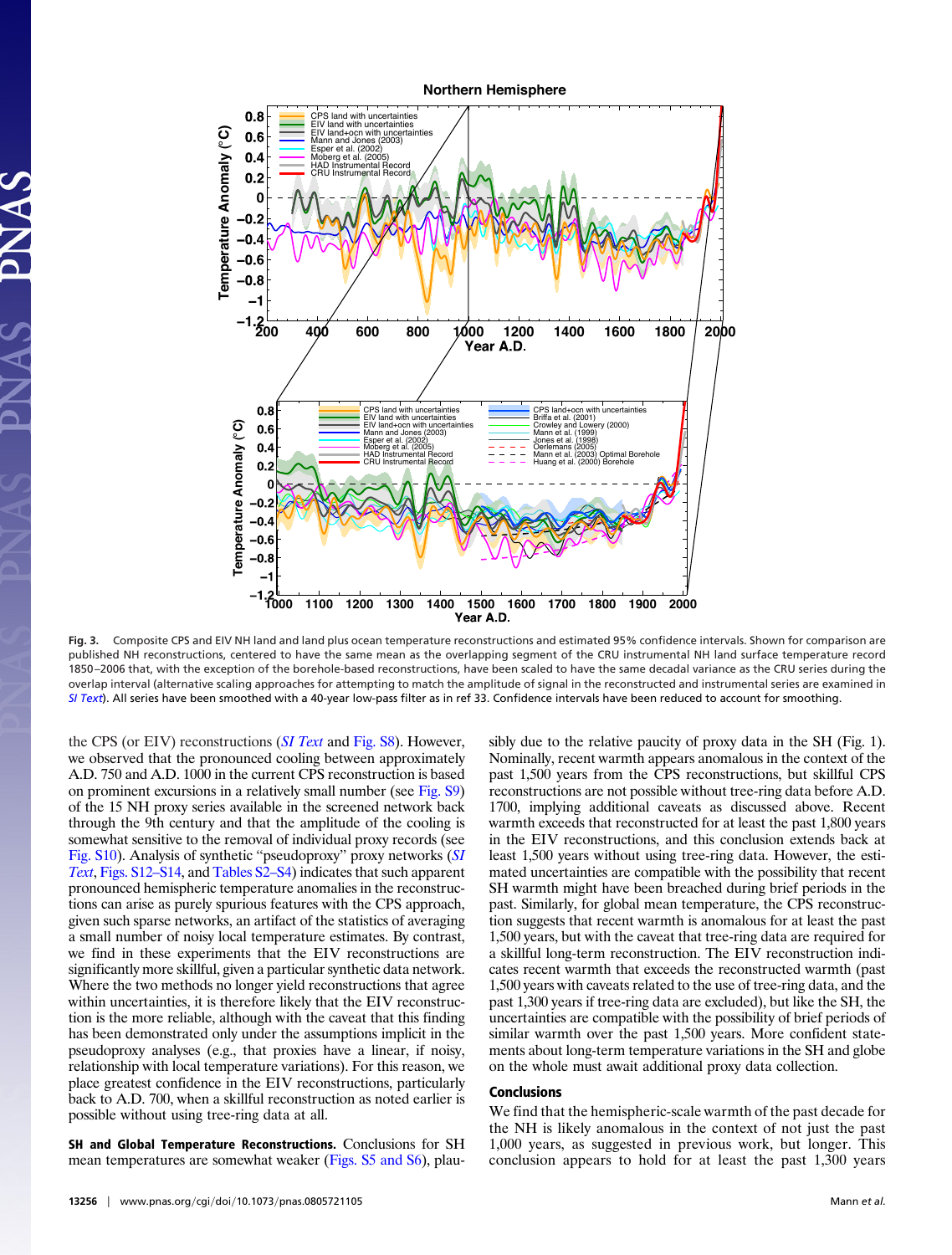Fig. 3. Composite CPS and EIV NH land and land plus ocean temperature reconstructions and estimated 95% confidence intervals. Shown for comparison are published NH reconstructions, centered to have the same mean as the overlapping segment of the CRU instrumental NH land surface temperature record 1850–2006 that, with the exception of the borehole-based reconstructions, have been scaled to have the same decadal variance as the CRU series during the overlap interval (alternative scaling approaches for attempting to match the amplitude of signal in the reconstructed and instrumental series are examined in *SI Text*). All series have been smoothed with a 40-year low-pass filter as in ref 33. Confidence intervals have been reduced to account for smoothing.

the CPS (or EIV) reconstructions (*SI Text* and Fig. S8). However, we observed that the pronounced cooling between approximately A.D. 750 and A.D. 1000 in the current CPS reconstruction is based on prominent excursions in a relatively small number (see Fig. S9) of the 15 NH proxy series available in the screened network back through the 9th century and that the amplitude of the cooling is somewhat sensitive to the removal of individual proxy records (see Fig. S10). Analysis of synthetic "pseudoproxy" proxy networks (*SI Text*, Figs. S12–S14, and Tables S2–S4) indicates that such apparent pronounced hemispheric temperature anomalies in the reconstructions can arise as purely spurious features with the CPS approach, given such sparse networks, an artifact of the statistics of averaging a small number of noisy local temperature estimates. By contrast, we find in these experiments that the EIV reconstructions are significantly more skillful, given a particular synthetic data network. Where the two methods no longer yield reconstructions that agree within uncertainties, it is therefore likely that the EIV reconstruction is the more reliable, although with the caveat that this finding has been demonstrated only under the assumptions implicit in the pseudoproxy analyses (e.g., that proxies have a linear, if noisy, relationship with local temperature variations). For this reason, we place greatest confidence in the EIV reconstructions, particularly back to A.D. 700, when a skillful reconstruction as noted earlier is possible without using tree-ring data at all.

**SH and Global Temperature Reconstructions.** Conclusions for SH mean temperatures are somewhat weaker (Figs. S5 and S6), plausibly due to the relative paucity of proxy data in the SH (Fig. 1). Nominally, recent warmth appears anomalous in the context of the past 1,500 years from the CPS reconstructions, but skillful CPS reconstructions are not possible without tree-ring data before A.D. 1700, implying additional caveats as discussed above. Recent warmth exceeds that reconstructed for at least the past 1,800 years in the EIV reconstructions, and this conclusion extends back at least 1,500 years without using tree-ring data. However, the estimated uncertainties are compatible with the possibility that recent SH warmth might have been breached during brief periods in the past. Similarly, for global mean temperature, the CPS reconstruction suggests that recent warmth is anomalous for at least the past 1,500 years, but with the caveat that tree-ring data are required for a skillful long-term reconstruction. The EIV reconstruction indicates recent warmth that exceeds the reconstructed warmth (past 1,500 years with caveats related to the use of tree-ring data, and the past 1,300 years if tree-ring data are excluded), but like the SH, the uncertainties are compatible with the possibility of brief periods of similar warmth over the past 1,500 years. More confident statements about long-term temperature variations in the SH and globe on the whole must await additional proxy data collection.

## Conclusions

We find that the hemispheric-scale warmth of the past decade for the NH is likely anomalous in the context of not just the past 1,000 years, as suggested in previous work, but longer. This conclusion appears to hold for at least the past 1,300 years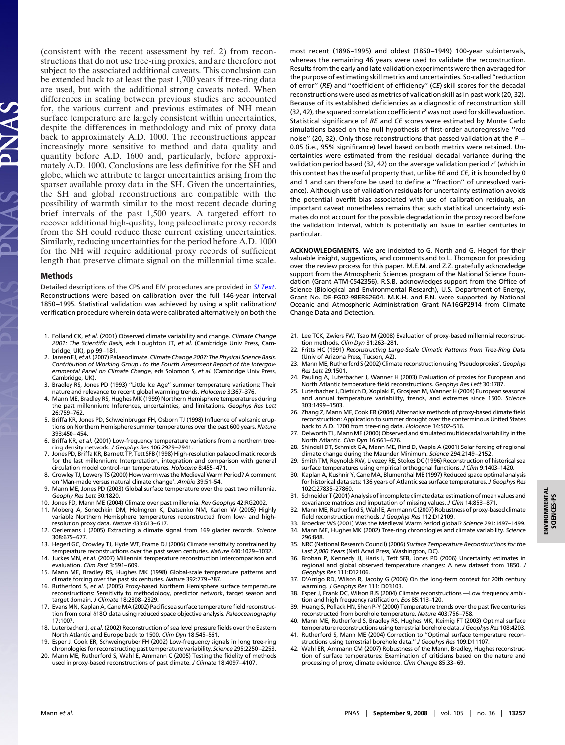(consistent with the recent assessment by ref. 2) from reconstructions that do not use tree-ring proxies, and are therefore not subject to the associated additional caveats. This conclusion can be extended back to at least the past 1,700 years if tree-ring data are used, but with the additional strong caveats noted. When differences in scaling between previous studies are accounted for, the various current and previous estimates of NH mean surface temperature are largely consistent within uncertainties, despite the differences in methodology and mix of proxy data back to approximately A.D. 1000. The reconstructions appear increasingly more sensitive to method and data quality and quantity before A.D. 1600 and, particularly, before approximately A.D. 1000. Conclusions are less definitive for the SH and globe, which we attribute to larger uncertainties arising from the sparser available proxy data in the SH. Given the uncertainties, the SH and global reconstructions are compatible with the possibility of warmth similar to the most recent decade during brief intervals of the past 1,500 years. A targeted effort to recover additional high-quality, long paleoclimate proxy records from the SH could reduce these current existing uncertainties. Similarly, reducing uncertainties for the period before A.D. 1000 for the NH will require additional proxy records of sufficient length that preserve climate signal on the millennial time scale.

## Methods

Detailed descriptions of the CPS and EIV procedures are provided in *SI Text*. Reconstructions were based on calibration over the full 146-year interval 1850–1995. Statistical validation was achieved by using a split calibration/verification procedure wherein data were calibrated alternatively on both the most recent (1896–1995) and oldest (1850–1949) 100-year subintervals, whereas the remaining 46 years were used to validate the reconstruction. Results from the early and late validation experiments were then averaged for the purpose of estimating skill metrics and uncertainties. So-called ''reduction of error'' (*RE*) and ''coefficient of efficiency'' (*CE*) skill scores for the decadal reconstructions were used as metrics of validation skill as in past work (20, 32). Because of its established deficiencies as a diagnostic of reconstruction skill (32, 42), the squared correlation coefficient $r^2$ was not used for skill evaluation. Statistical significance of *RE* and *CE* scores were estimated by Monte Carlo simulations based on the null hypothesis of first-order autoregressive ''red noise'' (20, 32). Only those reconstructions that passed validation at the $P = 0.05$ (i.e., 95% significance) level based on both metrics were retained. Uncertainties were estimated from the residual decadal variance during the validation period based (32, 42) on the average validation period $r^2$ (which in this context has the useful property that, unlike *RE* and *CE*, it is bounded by 0 and 1 and can therefore be used to define a ''fraction'' of unresolved variance). Although use of validation residuals for uncertainty estimation avoids the potential overfit bias associated with use of calibration residuals, an important caveat nonetheless remains that such statistical uncertainty estimates do not account for the possible degradation in the proxy record before the validation interval, which is potentially an issue in earlier centuries in particular.

**ACKNOWLEDGMENTS.** We are indebted to G. North and G. Hegerl for their valuable insight, suggestions, and comments and to L. Thompson for presiding over the review process for this paper. M.E.M. and Z.Z. gratefully acknowledge support from the Atmospheric Sciences program of the National Science Foundation (Grant ATM-0542356). R.S.B. acknowledges support from the Office of Science (Biological and Environmental Research), U.S. Department of Energy, Grant No. DE-FG02-98ER62604. M.K.H. and F.N. were supported by National Oceanic and Atmospheric Administration Grant NA16GP2914 from Climate Change Data and Detection.

1. Folland CK, *et al.* (2001) Observed climate variability and change. *Climate Change 2001: The Scientific Basis*, eds Houghton JT, *et al.* (Cambridge Univ Press, Cambridge, UK), pp 99–181.
2. Jansen EJ, *et al.* (2007) Palaeoclimate. *Climate Change 2007: The Physical Science Basis. Contribution of Working Group I to the Fourth Assessment Report of the Intergovernmental Panel on Climate Change*, eds Solomon S, *et al.* (Cambridge Univ Press, Cambridge, UK).
3. Bradley RS, Jones PD (1993) ''Little Ice Age'' summer temperature variations: Their nature and relevance to recent global warming trends. *Holocene* 3:367–376.
4. Mann ME, Bradley RS, Hughes MK (1999) Northern Hemisphere temperatures during the past millennium: Inferences, uncertainties, and limitations. *Geophys Res Lett* 26:759–762.
5. Briffa KR, Jones PD, Schweinbruger FH, Osborn TJ (1998) Influence of volcanic eruptions on Northern Hemisphere summer temperatures over the past 600 years. *Nature* 393:450–454.
6. Briffa KR, *et al.* (2001) Low-frequency temperature variations from a northern tree-ring density network. *J Geophys Res* 106:2929–2941.
7. Jones PD, Briffa KR, Barnett TP, Tett SFB (1998) High-resolution palaeoclimatic records for the last millennium: Interpretation, integration and comparison with general circulation model control-run temperatures. *Holocene* 8:455–471.
8. Crowley TJ, Lowery TS (2000) How warm was the Medieval Warm Period? A comment on 'Man-made versus natural climate change'. *Ambio* 39:51–54.
9. Mann ME, Jones PD (2003) Global surface temperature over the past two millennia. *Geophy Res Lett* 30:1820.
10. Jones PD, Mann ME (2004) Climate over past millennia. *Rev Geophys* 42:RG2002.
11. Moberg A, Sonechkin DM, Holmgren K, Datsenko NM, Karlen W (2005) Highly variable Northern Hemisphere temperatures reconstructed from low- and high-resolution proxy data. *Nature* 433:613–617.
12. Oerlemans J (2005) Extracting a climate signal from 169 glacier records. *Science* 308:675–677.
13. Hegerl GC, Crowley TJ, Hyde WT, Frame DJ (2006) Climate sensitivity constrained by temperature reconstructions over the past seven centuries. *Nature* 440:1029–1032.
14. Juckes MN, *et al.* (2007) Millennial temperature reconstruction intercomparison and evaluation. *Clim Past* 3:591–609.
15. Mann ME, Bradley RS, Hughes MK (1998) Global-scale temperature patterns and climate forcing over the past six centuries. *Nature* 392:779–787.
16. Rutherford S, *et al.* (2005) Proxy-based Northern Hemisphere surface temperature reconstructions: Sensitivity to methodology, predictor network, target season and target domain. *J Climate* 18:2308–2329.
17. Evans MN, Kaplan A, Cane MA (2002) Pacific sea surface temperature field reconstruction from coral δ18O data using reduced space objective analysis. *Paleoceanography* 17:1007.
18. Luterbacher J, *et al.* (2002) Reconstruction of sea level pressure fields over the Eastern North Atlantic and Europe back to 1500. *Clim Dyn* 18:545–561.
19. Esper J, Cook ER, Schweingruber FH (2002) Low-frequency signals in long tree-ring chronologies for reconstructing past temperature variability. *Science* 295:2250–2253.
20. Mann ME, Rutherford S, Wahl E, Ammann C (2005) Testing the fidelity of methods used in proxy-based reconstructions of past climate. *J Climate* 18:4097–4107.
21. Lee TCK, Zwiers FW, Tsao M (2008) Evaluation of proxy-based millennial reconstruction methods. *Clim Dyn* 31:263–281.
22. Fritts HC (1991) *Reconstructing Large-Scale Climatic Patterns from Tree-Ring Data* (Univ of Arizona Press, Tucson, AZ).
23. Mann ME, Rutherford S (2002) Climate reconstruction using 'Pseudoproxies'. *Geophys Res Lett* 29:1501.
24. Pauling A, Luterbacher J, Wanner H (2003) Evaluation of proxies for European and North Atlantic temperature field reconstructions. *Geophys Res Lett* 30:1787.
25. Luterbacher J, Dietrich D, Xoplaki E, Grosjean M, Wanner H (2004) European seasonal and annual temperature variability, trends, and extremes since 1500. *Science* 303:1499–1503.
26. Zhang Z, Mann ME, Cook ER (2004) Alternative methods of proxy-based climate field reconstruction: Application to summer drought over the conterminous United States back to A.D. 1700 from tree-ring data. *Holocene* 14:502–516.
27. Delworth TL, Mann ME (2000) Observed and simulated multidecadal variability in the North Atlantic. *Clim Dyn* 16:661–676.
28. Shindell DT, Schmidt GA, Mann ME, Rind D, Waple A (2001) Solar forcing of regional climate change during the Maunder Minimum. *Science* 294:2149–2152.
29. Smith TM, Reynolds RW, Livezey RE, Stokes DC (1996) Reconstruction of historical sea surface temperatures using empirical orthogonal functions. *J Clim* 9:1403–1420.
30. Kaplan A, Kushnir Y, Cane MA, Blumenthal MB (1997) Reduced space optimal analysis for historical data sets: 136 years of Atlantic sea surface temperatures. *J Geophys Res* 102C:27835–27860.
31. Schneider T (2001) Analysis of incomplete climate data: estimation of mean values and covariance matrices and imputation of missing values. *J Clim* 14:853–871.
32. Mann ME, Rutherford S, Wahl E, Ammann C (2007) Robustness of proxy-based climate field reconstruction methods. *J Geophys Res* 112:D12109.
33. Broecker WS (2001) Was the Medieval Warm Period global? *Science* 291:1497–1499.
34. Mann ME, Hughes MK (2002) Tree-ring chronologies and climate variability. *Science* 296:848.
35. NRC (National Research Council) (2006) *Surface Temperature Reconstructions for the Last 2,000 Years* (Natl Acad Press, Washington, DC).
36. Brohan P, Kennedy JJ, Haris I, Tett SFB, Jones PD (2006) Uncertainty estimates in regional and global observed temperature changes: A new dataset from 1850. *J Geophys Res* 111:D12106.
37. D'Arrigo RD, Wilson R, Jacoby G (2006) On the long-term context for 20th century warming. *J Geophys Res* 111: D03103.
38. Esper J, Frank DC, Wilson RJS (2004) Climate reconstructions —Low frequency ambition and high frequency ratification. *Eos* 85:113–120.
39. Huang S, Pollack HN, Shen P-Y (2000) Temperature trends over the past five centuries reconstructed from borehole temperature. *Nature* 403:756–758.
40. Mann ME, Rutherford S, Bradley RS, Hughes MK, Keimig FT (2003) Optimal surface temperature reconstructions using terrestrial borehole data. *J Geophys Res* 108:4203.
41. Rutherford S, Mann ME (2004) Correction to ''Optimal surface temperature reconstructions using terrestrial borehole data.'' *J Geophys Res* 109:D11107.
42. Wahl ER, Ammann CM (2007) Robustness of the Mann, Bradley, Hughes reconstruction of surface temperatures: Examination of criticisms based on the nature and processing of proxy climate evidence. *Clim Change* 85:33–69.